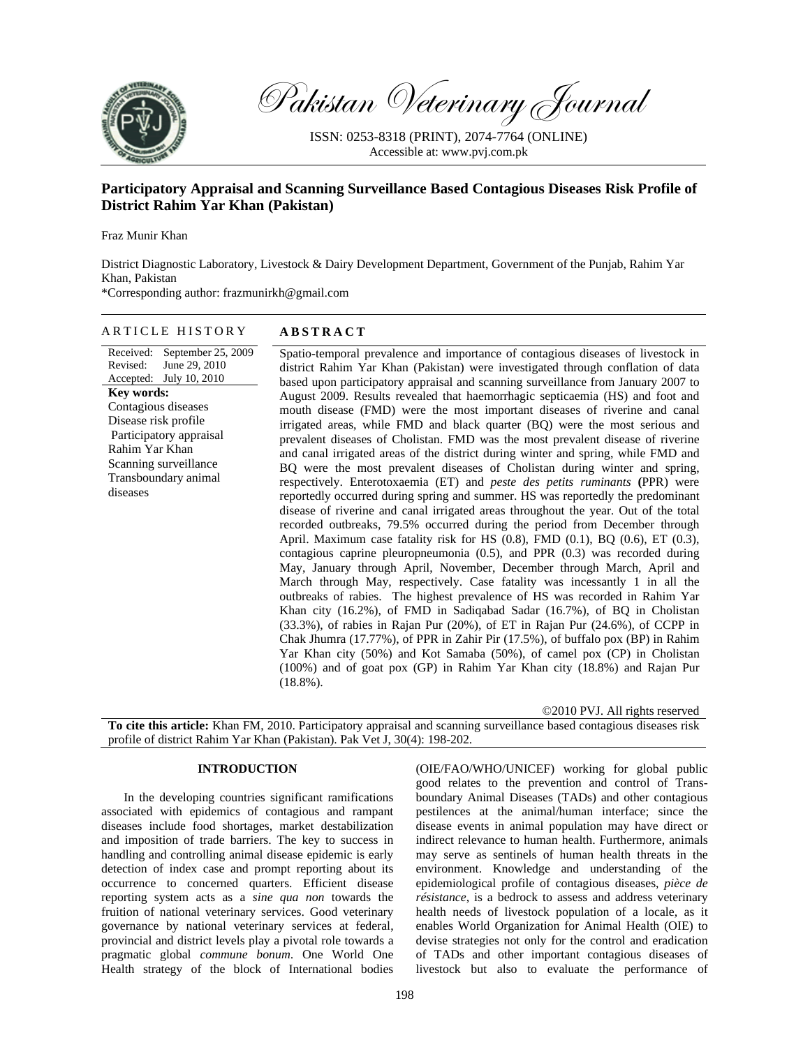# Pakistan Veterinary Journal

ISSN: 0253-8318 (PRINT), 2074-7764 (ONLINE)
Accessible at: www.pvj.com.pk

## Participatory Appraisal and Scanning Surveillance Based Contagious Diseases Risk Profile of District Rahim Yar Khan (Pakistan)

Fraz Munir Khan

District Diagnostic Laboratory, Livestock & Dairy Development Department, Government of the Punjab, Rahim Yar Khan, Pakistan

*Corresponding author: frazmunirkh@gmail.com

### ARTICLE HISTORY

Received: September 25, 2009
Revised: June 29, 2010
Accepted: July 10, 2010

**Key words:**
Contagious diseases
Disease risk profile
Participatory appraisal
Rahim Yar Khan
Scanning surveillance
Transboundary animal diseases

### ABSTRACT

Spatio-temporal prevalence and importance of contagious diseases of livestock in district Rahim Yar Khan (Pakistan) were investigated through conflation of data based upon participatory appraisal and scanning surveillance from January 2007 to August 2009. Results revealed that haemorrhagic septicaemia (HS) and foot and mouth disease (FMD) were the most important diseases of riverine and canal irrigated areas, while FMD and black quarter (BQ) were the most serious and prevalent diseases of Cholistan. FMD was the most prevalent disease of riverine and canal irrigated areas of the district during winter and spring, while FMD and BQ were the most prevalent diseases of Cholistan during winter and spring, respectively. Enterotoxaemia (ET) and *peste des petits ruminants* **(**PPR) were reportedly occurred during spring and summer. HS was reportedly the predominant disease of riverine and canal irrigated areas throughout the year. Out of the total recorded outbreaks, 79.5% occurred during the period from December through April. Maximum case fatality risk for HS (0.8), FMD (0.1), BQ (0.6), ET (0.3), contagious caprine pleuropneumonia (0.5), and PPR (0.3) was recorded during May, January through April, November, December through March, April and March through May, respectively. Case fatality was incessantly 1 in all the outbreaks of rabies. The highest prevalence of HS was recorded in Rahim Yar Khan city (16.2%), of FMD in Sadiqabad Sadar (16.7%), of BQ in Cholistan (33.3%), of rabies in Rajan Pur (20%), of ET in Rajan Pur (24.6%), of CCPP in Chak Jhumra (17.77%), of PPR in Zahir Pir (17.5%), of buffalo pox (BP) in Rahim Yar Khan city (50%) and Kot Samaba (50%), of camel pox (CP) in Cholistan (100%) and of goat pox (GP) in Rahim Yar Khan city (18.8%) and Rajan Pur (18.8%).

©2010 PVJ. All rights reserved

**To cite this article:** Khan FM, 2010. Participatory appraisal and scanning surveillance based contagious diseases risk profile of district Rahim Yar Khan (Pakistan). Pak Vet J, 30(4): 198-202.

## INTRODUCTION

In the developing countries significant ramifications associated with epidemics of contagious and rampant diseases include food shortages, market destabilization and imposition of trade barriers. The key to success in handling and controlling animal disease epidemic is early detection of index case and prompt reporting about its occurrence to concerned quarters. Efficient disease reporting system acts as a *sine qua non* towards the fruition of national veterinary services. Good veterinary governance by national veterinary services at federal, provincial and district levels play a pivotal role towards a pragmatic global *commune bonum*. One World One Health strategy of the block of International bodies (OIE/FAO/WHO/UNICEF) working for global public good relates to the prevention and control of Transboundary Animal Diseases (TADs) and other contagious pestilences at the animal/human interface; since the disease events in animal population may have direct or indirect relevance to human health. Furthermore, animals may serve as sentinels of human health threats in the environment. Knowledge and understanding of the epidemiological profile of contagious diseases, *pièce de résistance*, is a bedrock to assess and address veterinary health needs of livestock population of a locale, as it enables World Organization for Animal Health (OIE) to devise strategies not only for the control and eradication of TADs and other important contagious diseases of livestock but also to evaluate the performance of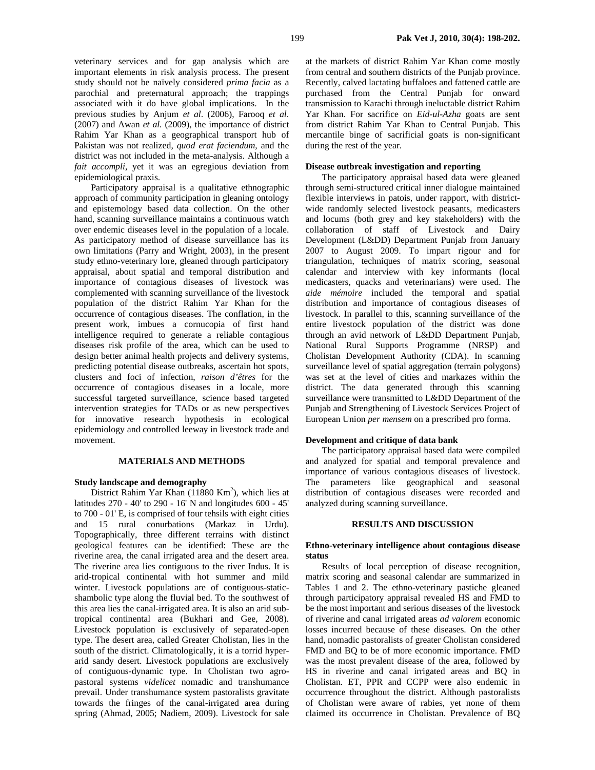veterinary services and for gap analysis which are important elements in risk analysis process. The present study should not be naïvely considered *prima facia* as a parochial and preternatural approach; the trappings associated with it do have global implications. In the previous studies by Anjum *et al*. (2006), Farooq *et al*. (2007) and Awan *et al.* (2009), the importance of district Rahim Yar Khan as a geographical transport hub of Pakistan was not realized, *quod erat faciendum*, and the district was not included in the meta-analysis. Although a *fait accompli*, yet it was an egregious deviation from epidemiological praxis.

Participatory appraisal is a qualitative ethnographic approach of community participation in gleaning ontology and epistemology based data collection. On the other hand, scanning surveillance maintains a continuous watch over endemic diseases level in the population of a locale. As participatory method of disease surveillance has its own limitations (Parry and Wright, 2003), in the present study ethno-veterinary lore, gleaned through participatory appraisal, about spatial and temporal distribution and importance of contagious diseases of livestock was complemented with scanning surveillance of the livestock population of the district Rahim Yar Khan for the occurrence of contagious diseases. The conflation, in the present work, imbues a cornucopia of first hand intelligence required to generate a reliable contagious diseases risk profile of the area, which can be used to design better animal health projects and delivery systems, predicting potential disease outbreaks, ascertain hot spots, clusters and foci of infection, *raison d'êtres* for the occurrence of contagious diseases in a locale, more successful targeted surveillance, science based targeted intervention strategies for TADs or as new perspectives for innovative research hypothesis in ecological epidemiology and controlled leeway in livestock trade and movement.

## MATERIALS AND METHODS

### Study landscape and demography

District Rahim Yar Khan (11880 Km$^2$), which lies at latitudes 270 - 40' to 290 - 16' N and longitudes 600 - 45' to 700 - 01' E, is comprised of four tehsils with eight cities and 15 rural conurbations (Markaz in Urdu). Topographically, three different terrains with distinct geological features can be identified: These are the riverine area, the canal irrigated area and the desert area. The riverine area lies contiguous to the river Indus. It is arid-tropical continental with hot summer and mild winter. Livestock populations are of contiguous-static-shambolic type along the fluvial bed. To the southwest of this area lies the canal-irrigated area. It is also an arid sub-tropical continental area (Bukhari and Gee, 2008). Livestock population is exclusively of separated-open type. The desert area, called Greater Cholistan, lies in the south of the district. Climatologically, it is a torrid hyper-arid sandy desert. Livestock populations are exclusively of contiguous-dynamic type. In Cholistan two agro-pastoral systems *videlicet* nomadic and transhumance prevail. Under transhumance system pastoralists gravitate towards the fringes of the canal-irrigated area during spring (Ahmad, 2005; Nadiem, 2009). Livestock for sale at the markets of district Rahim Yar Khan come mostly from central and southern districts of the Punjab province. Recently, calved lactating buffaloes and fattened cattle are purchased from the Central Punjab for onward transmission to Karachi through ineluctable district Rahim Yar Khan. For sacrifice on *Eid-ul-Azha* goats are sent from district Rahim Yar Khan to Central Punjab. This mercantile binge of sacrificial goats is non-significant during the rest of the year.

### Disease outbreak investigation and reporting

The participatory appraisal based data were gleaned through semi-structured critical inner dialogue maintained flexible interviews in patois, under rapport, with district-wide randomly selected livestock peasants, medicasters and locums (both grey and key stakeholders) with the collaboration of staff of Livestock and Dairy Development (L&DD) Department Punjab from January 2007 to August 2009. To impart rigour and for triangulation, techniques of matrix scoring, seasonal calendar and interview with key informants (local medicasters, quacks and veterinarians) were used. The *aide mémoire* included the temporal and spatial distribution and importance of contagious diseases of livestock. In parallel to this, scanning surveillance of the entire livestock population of the district was done through an avid network of L&DD Department Punjab, National Rural Supports Programme (NRSP) and Cholistan Development Authority (CDA). In scanning surveillance level of spatial aggregation (terrain polygons) was set at the level of cities and markazes within the district. The data generated through this scanning surveillance were transmitted to L&DD Department of the Punjab and Strengthening of Livestock Services Project of European Union *per mensem* on a prescribed pro forma.

### Development and critique of data bank

The participatory appraisal based data were compiled and analyzed for spatial and temporal prevalence and importance of various contagious diseases of livestock. The parameters like geographical and seasonal distribution of contagious diseases were recorded and analyzed during scanning surveillance.

## RESULTS AND DISCUSSION

### Ethno-veterinary intelligence about contagious disease status

Results of local perception of disease recognition, matrix scoring and seasonal calendar are summarized in Tables 1 and 2. The ethno-veterinary pastiche gleaned through participatory appraisal revealed HS and FMD to be the most important and serious diseases of the livestock of riverine and canal irrigated areas *ad valorem* economic losses incurred because of these diseases. On the other hand, nomadic pastoralists of greater Cholistan considered FMD and BQ to be of more economic importance. FMD was the most prevalent disease of the area, followed by HS in riverine and canal irrigated areas and BQ in Cholistan. ET, PPR and CCPP were also endemic in occurrence throughout the district. Although pastoralists of Cholistan were aware of rabies, yet none of them claimed its occurrence in Cholistan. Prevalence of BQ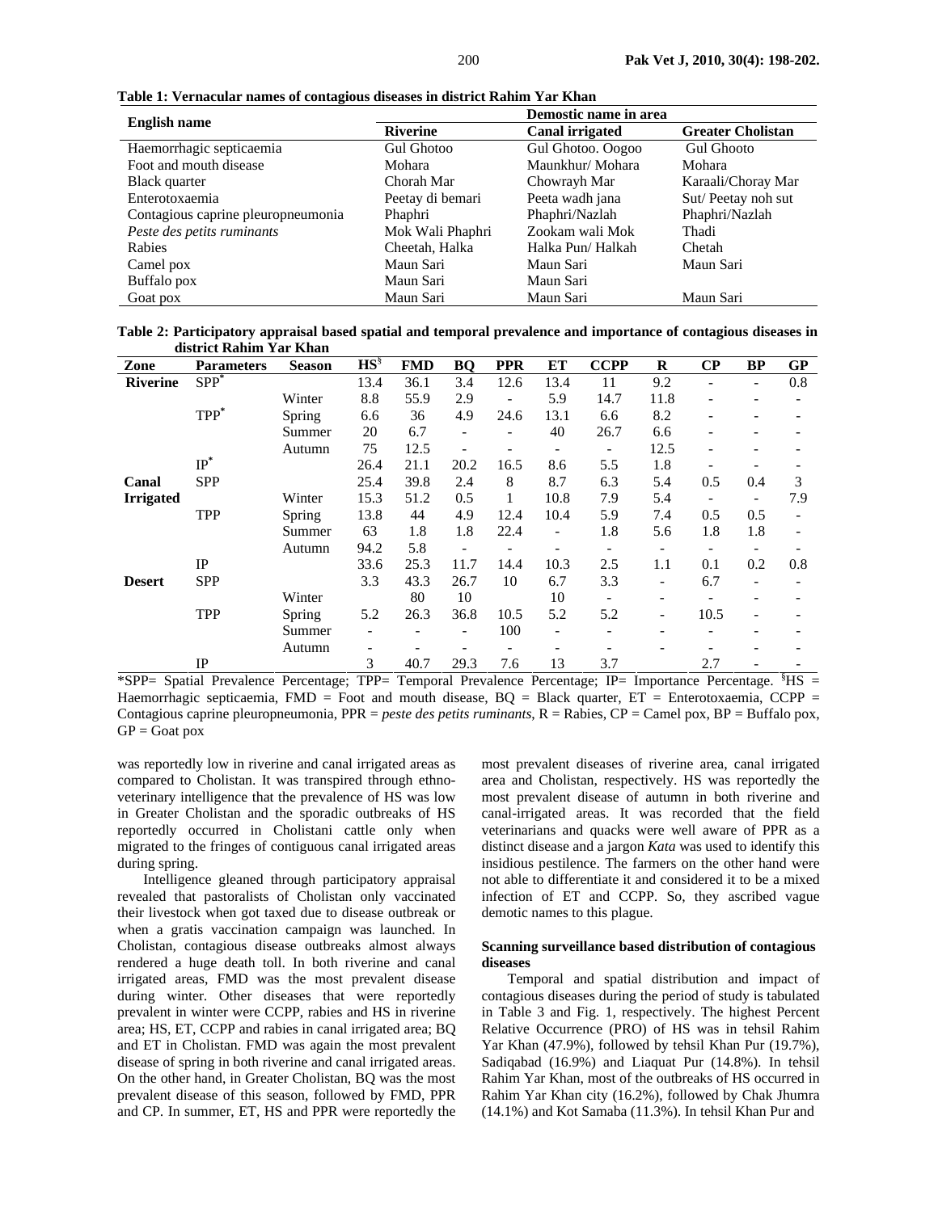**Table 1: Vernacular names of contagious diseases in district Rahim Yar Khan**

| English name | Demostic name in area | | |
|---|---|---|---|
| | **Riverine** | **Canal irrigated** | **Greater Cholistan** |
| Haemorrhagic septicaemia | Gul Ghotoo | Gul Ghotoo. Oogoo | Gul Ghooto |
| Foot and mouth disease | Mohara | Maunkhur/ Mohara | Mohara |
| Black quarter | Chorah Mar | Chowrayh Mar | Karaali/Choray Mar |
| Enterotoxaemia | Peetay di bemari | Peeta wadh jana | Sut/ Peetay noh sut |
| Contagious caprine pleuropneumonia | Phaphri | Phaphri/Nazlah | Phaphri/Nazlah |
| *Peste des petits ruminants* | Mok Wali Phaphri | Zookam wali Mok | Thadi |
| Rabies | Cheetah, Halka | Halka Pun/ Halkah | Chetah |
| Camel pox | Maun Sari | Maun Sari | Maun Sari |
| Buffalo pox | Maun Sari | Maun Sari | |
| Goat pox | Maun Sari | Maun Sari | Maun Sari |

**Table 2: Participatory appraisal based spatial and temporal prevalence and importance of contagious diseases in district Rahim Yar Khan**

| Zone | Parameters | Season | HS[§] | FMD | BQ | PPR | ET | CCPP | R | CP | BP | GP |
|---|---|---|---|---|---|---|---|---|---|---|---|---|
| **Riverine** | SPP* | | 13.4 | 36.1 | 3.4 | 12.6 | 13.4 | 11 | 9.2 | - | - | 0.8 |
| | | Winter | 8.8 | 55.9 | 2.9 | - | 5.9 | 14.7 | 11.8 | - | - | - |
| | TPP* | Spring | 6.6 | 36 | 4.9 | 24.6 | 13.1 | 6.6 | 8.2 | - | - | - |
| | | Summer | 20 | 6.7 | - | - | 40 | 26.7 | 6.6 | - | - | - |
| | | Autumn | 75 | 12.5 | - | - | - | - | 12.5 | - | - | - |
| | IP* | | 26.4 | 21.1 | 20.2 | 16.5 | 8.6 | 5.5 | 1.8 | - | - | - |
| **Canal Irrigated** | SPP | | 25.4 | 39.8 | 2.4 | 8 | 8.7 | 6.3 | 5.4 | 0.5 | 0.4 | 3 |
| | | Winter | 15.3 | 51.2 | 0.5 | 1 | 10.8 | 7.9 | 5.4 | - | - | 7.9 |
| | TPP | Spring | 13.8 | 44 | 4.9 | 12.4 | 10.4 | 5.9 | 7.4 | 0.5 | 0.5 | - |
| | | Summer | 63 | 1.8 | 1.8 | 22.4 | - | 1.8 | 5.6 | 1.8 | 1.8 | - |
| | | Autumn | 94.2 | 5.8 | - | - | - | - | - | - | - | - |
| | IP | | 33.6 | 25.3 | 11.7 | 14.4 | 10.3 | 2.5 | 1.1 | 0.1 | 0.2 | 0.8 |
| **Desert** | SPP | | 3.3 | 43.3 | 26.7 | 10 | 6.7 | 3.3 | - | 6.7 | - | - |
| | | Winter | | 80 | 10 | | 10 | - | - | - | - | - |
| | TPP | Spring | 5.2 | 26.3 | 36.8 | 10.5 | 5.2 | 5.2 | - | 10.5 | - | - |
| | | Summer | - | - | - | 100 | - | - | - | - | - | - |
| | | Autumn | - | - | - | - | - | - | - | - | - | - |
| | IP | | 3 | 40.7 | 29.3 | 7.6 | 13 | 3.7 | | 2.7 | - | - |

*SPP= Spatial Prevalence Percentage; TPP= Temporal Prevalence Percentage; IP= Importance Percentage. [§]HS = Haemorrhagic septicaemia, FMD = Foot and mouth disease, BQ = Black quarter, ET = Enterotoxaemia, CCPP = Contagious caprine pleuropneumonia, PPR = *peste des petits ruminants*, R = Rabies, CP = Camel pox, BP = Buffalo pox, GP = Goat pox

was reportedly low in riverine and canal irrigated areas as compared to Cholistan. It was transpired through ethno-veterinary intelligence that the prevalence of HS was low in Greater Cholistan and the sporadic outbreaks of HS reportedly occurred in Cholistani cattle only when migrated to the fringes of contiguous canal irrigated areas during spring.

Intelligence gleaned through participatory appraisal revealed that pastoralists of Cholistan only vaccinated their livestock when got taxed due to disease outbreak or when a gratis vaccination campaign was launched. In Cholistan, contagious disease outbreaks almost always rendered a huge death toll. In both riverine and canal irrigated areas, FMD was the most prevalent disease during winter. Other diseases that were reportedly prevalent in winter were CCPP, rabies and HS in riverine area; HS, ET, CCPP and rabies in canal irrigated area; BQ and ET in Cholistan. FMD was again the most prevalent disease of spring in both riverine and canal irrigated areas. On the other hand, in Greater Cholistan, BQ was the most prevalent disease of this season, followed by FMD, PPR and CP. In summer, ET, HS and PPR were reportedly the most prevalent diseases of riverine area, canal irrigated area and Cholistan, respectively. HS was reportedly the most prevalent disease of autumn in both riverine and canal-irrigated areas. It was recorded that the field veterinarians and quacks were well aware of PPR as a distinct disease and a jargon *Kata* was used to identify this insidious pestilence. The farmers on the other hand were not able to differentiate it and considered it to be a mixed infection of ET and CCPP. So, they ascribed vague demotic names to this plague.

### Scanning surveillance based distribution of contagious diseases

Temporal and spatial distribution and impact of contagious diseases during the period of study is tabulated in Table 3 and Fig. 1, respectively. The highest Percent Relative Occurrence (PRO) of HS was in tehsil Rahim Yar Khan (47.9%), followed by tehsil Khan Pur (19.7%), Sadiqabad (16.9%) and Liaquat Pur (14.8%). In tehsil Rahim Yar Khan, most of the outbreaks of HS occurred in Rahim Yar Khan city (16.2%), followed by Chak Jhumra (14.1%) and Kot Samaba (11.3%). In tehsil Khan Pur and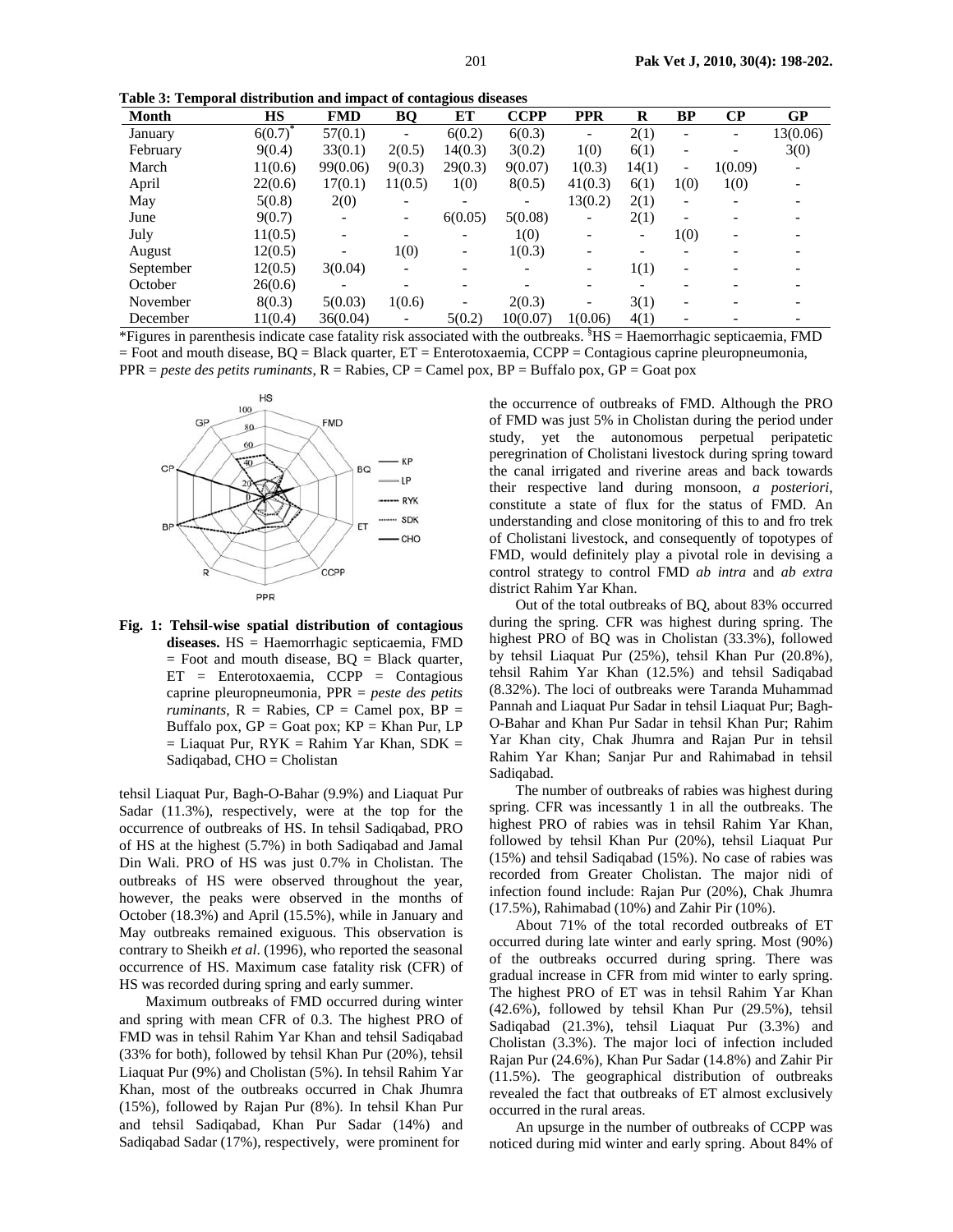**Table 3: Temporal distribution and impact of contagious diseases**

| Month | HS | FMD | BQ | ET | CCPP | PPR | R | BP | CP | GP |
|---|---|---|---|---|---|---|---|---|---|---|
| January | 6(0.7)* | 57(0.1) | - | 6(0.2) | 6(0.3) | - | 2(1) | - | - | 13(0.06) |
| February | 9(0.4) | 33(0.1) | 2(0.5) | 14(0.3) | 3(0.2) | 1(0) | 6(1) | - | - | 3(0) |
| March | 11(0.6) | 99(0.06) | 9(0.3) | 29(0.3) | 9(0.07) | 1(0.3) | 14(1) | - | 1(0.09) | - |
| April | 22(0.6) | 17(0.1) | 11(0.5) | 1(0) | 8(0.5) | 41(0.3) | 6(1) | 1(0) | 1(0) | - |
| May | 5(0.8) | 2(0) | - | - | - | 13(0.2) | 2(1) | - | - | - |
| June | 9(0.7) | - | - | 6(0.05) | 5(0.08) | - | 2(1) | - | - | - |
| July | 11(0.5) | - | - | - | 1(0) | - | - | 1(0) | - | - |
| August | 12(0.5) | - | 1(0) | - | 1(0.3) | - | - | - | - | - |
| September | 12(0.5) | 3(0.04) | - | - | - | - | 1(1) | - | - | - |
| October | 26(0.6) | - | - | - | - | - | - | - | - | - |
| November | 8(0.3) | 5(0.03) | 1(0.6) | - | 2(0.3) | - | 3(1) | - | - | - |
| December | 11(0.4) | 36(0.04) | - | 5(0.2) | 10(0.07) | 1(0.06) | 4(1) | - | - | - |

*Figures in parenthesis indicate case fatality risk associated with the outbreaks. §HS = Haemorrhagic septicaemia, FMD = Foot and mouth disease, BQ = Black quarter, ET = Enterotoxaemia, CCPP = Contagious caprine pleuropneumonia, PPR = *peste des petits ruminants*, R = Rabies, CP = Camel pox, BP = Buffalo pox, GP = Goat pox

**Fig. 1: Tehsil-wise spatial distribution of contagious diseases.** HS = Haemorrhagic septicaemia, FMD = Foot and mouth disease, BQ = Black quarter, ET = Enterotoxaemia, CCPP = Contagious caprine pleuropneumonia, PPR = *peste des petits ruminants*, R = Rabies, CP = Camel pox, BP = Buffalo pox, GP = Goat pox; KP = Khan Pur, LP = Liaquat Pur, RYK = Rahim Yar Khan, SDK = Sadiqabad, CHO = Cholistan

tehsil Liaquat Pur, Bagh-O-Bahar (9.9%) and Liaquat Pur Sadar (11.3%), respectively, were at the top for the occurrence of outbreaks of HS. In tehsil Sadiqabad, PRO of HS at the highest (5.7%) in both Sadiqabad and Jamal Din Wali. PRO of HS was just 0.7% in Cholistan. The outbreaks of HS were observed throughout the year, however, the peaks were observed in the months of October (18.3%) and April (15.5%), while in January and May outbreaks remained exiguous. This observation is contrary to Sheikh *et al*. (1996), who reported the seasonal occurrence of HS. Maximum case fatality risk (CFR) of HS was recorded during spring and early summer.

Maximum outbreaks of FMD occurred during winter and spring with mean CFR of 0.3. The highest PRO of FMD was in tehsil Rahim Yar Khan and tehsil Sadiqabad (33% for both), followed by tehsil Khan Pur (20%), tehsil Liaquat Pur (9%) and Cholistan (5%). In tehsil Rahim Yar Khan, most of the outbreaks occurred in Chak Jhumra (15%), followed by Rajan Pur (8%). In tehsil Khan Pur and tehsil Sadiqabad, Khan Pur Sadar (14%) and Sadiqabad Sadar (17%), respectively, were prominent for the occurrence of outbreaks of FMD. Although the PRO of FMD was just 5% in Cholistan during the period under study, yet the autonomous perpetual peripatetic peregrination of Cholistani livestock during spring toward the canal irrigated and riverine areas and back towards their respective land during monsoon, *a posteriori*, constitute a state of flux for the status of FMD. An understanding and close monitoring of this to and fro trek of Cholistani livestock, and consequently of topotypes of FMD, would definitely play a pivotal role in devising a control strategy to control FMD *ab intra* and *ab extra* district Rahim Yar Khan.

Out of the total outbreaks of BQ, about 83% occurred during the spring. CFR was highest during spring. The highest PRO of BQ was in Cholistan (33.3%), followed by tehsil Liaquat Pur (25%), tehsil Khan Pur (20.8%), tehsil Rahim Yar Khan (12.5%) and tehsil Sadiqabad (8.32%). The loci of outbreaks were Taranda Muhammad Pannah and Liaquat Pur Sadar in tehsil Liaquat Pur; Bagh-O-Bahar and Khan Pur Sadar in tehsil Khan Pur; Rahim Yar Khan city, Chak Jhumra and Rajan Pur in tehsil Rahim Yar Khan; Sanjar Pur and Rahimabad in tehsil Sadiqabad.

The number of outbreaks of rabies was highest during spring. CFR was incessantly 1 in all the outbreaks. The highest PRO of rabies was in tehsil Rahim Yar Khan, followed by tehsil Khan Pur (20%), tehsil Liaquat Pur (15%) and tehsil Sadiqabad (15%). No case of rabies was recorded from Greater Cholistan. The major nidi of infection found include: Rajan Pur (20%), Chak Jhumra (17.5%), Rahimabad (10%) and Zahir Pir (10%).

About 71% of the total recorded outbreaks of ET occurred during late winter and early spring. Most (90%) of the outbreaks occurred during spring. There was gradual increase in CFR from mid winter to early spring. The highest PRO of ET was in tehsil Rahim Yar Khan (42.6%), followed by tehsil Khan Pur (29.5%), tehsil Sadiqabad (21.3%), tehsil Liaquat Pur (3.3%) and Cholistan (3.3%). The major loci of infection included Rajan Pur (24.6%), Khan Pur Sadar (14.8%) and Zahir Pir (11.5%). The geographical distribution of outbreaks revealed the fact that outbreaks of ET almost exclusively occurred in the rural areas.

An upsurge in the number of outbreaks of CCPP was noticed during mid winter and early spring. About 84% of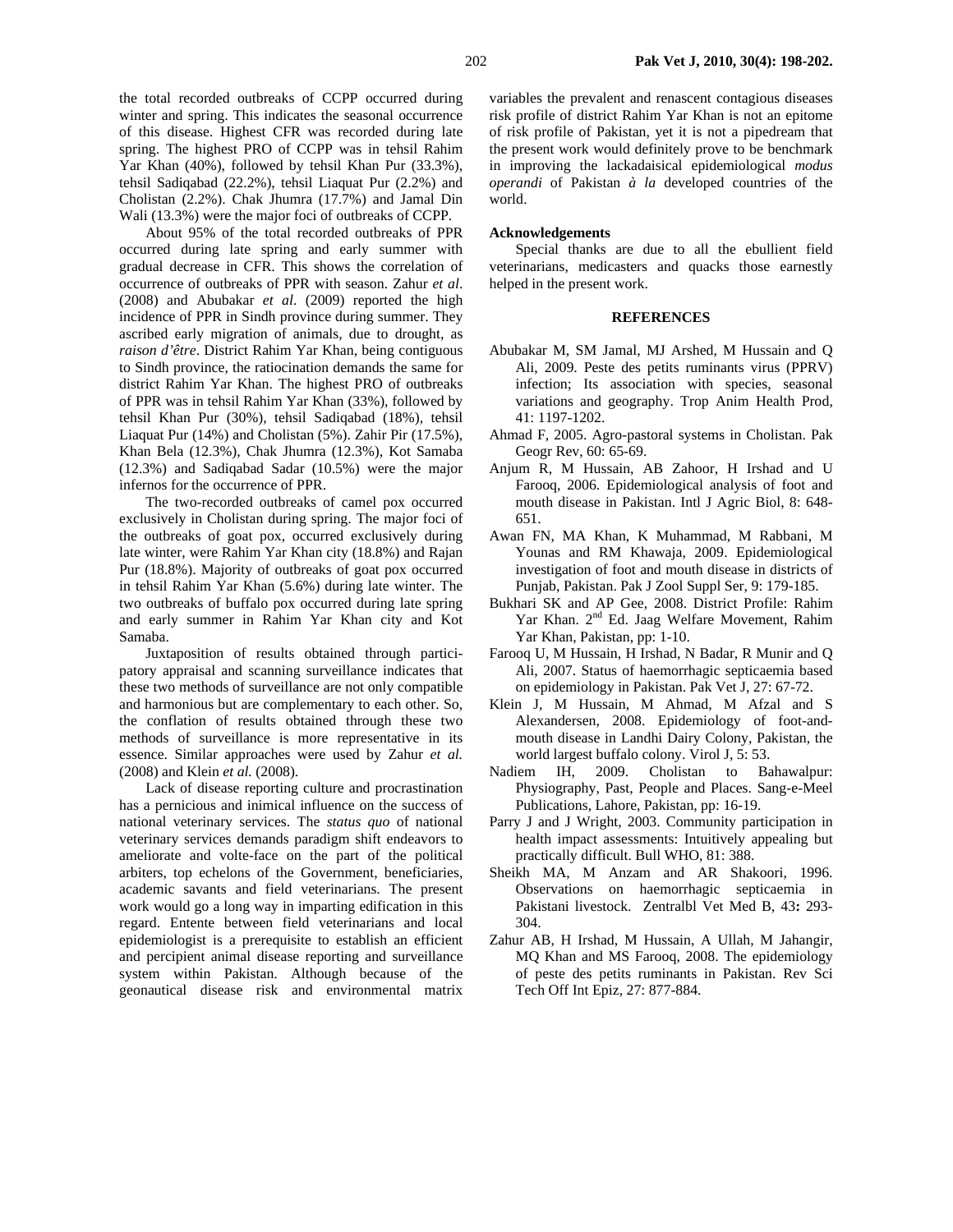the total recorded outbreaks of CCPP occurred during winter and spring. This indicates the seasonal occurrence of this disease. Highest CFR was recorded during late spring. The highest PRO of CCPP was in tehsil Rahim Yar Khan (40%), followed by tehsil Khan Pur (33.3%), tehsil Sadiqabad (22.2%), tehsil Liaquat Pur (2.2%) and Cholistan (2.2%). Chak Jhumra (17.7%) and Jamal Din Wali (13.3%) were the major foci of outbreaks of CCPP.

About 95% of the total recorded outbreaks of PPR occurred during late spring and early summer with gradual decrease in CFR. This shows the correlation of occurrence of outbreaks of PPR with season. Zahur *et al*. (2008) and Abubakar *et al*. (2009) reported the high incidence of PPR in Sindh province during summer. They ascribed early migration of animals, due to drought, as *raison d'être*. District Rahim Yar Khan, being contiguous to Sindh province, the ratiocination demands the same for district Rahim Yar Khan. The highest PRO of outbreaks of PPR was in tehsil Rahim Yar Khan (33%), followed by tehsil Khan Pur (30%), tehsil Sadiqabad (18%), tehsil Liaquat Pur (14%) and Cholistan (5%). Zahir Pir (17.5%), Khan Bela (12.3%), Chak Jhumra (12.3%), Kot Samaba (12.3%) and Sadiqabad Sadar (10.5%) were the major infernos for the occurrence of PPR.

The two-recorded outbreaks of camel pox occurred exclusively in Cholistan during spring. The major foci of the outbreaks of goat pox, occurred exclusively during late winter, were Rahim Yar Khan city (18.8%) and Rajan Pur (18.8%). Majority of outbreaks of goat pox occurred in tehsil Rahim Yar Khan (5.6%) during late winter. The two outbreaks of buffalo pox occurred during late spring and early summer in Rahim Yar Khan city and Kot Samaba.

Juxtaposition of results obtained through participatory appraisal and scanning surveillance indicates that these two methods of surveillance are not only compatible and harmonious but are complementary to each other. So, the conflation of results obtained through these two methods of surveillance is more representative in its essence. Similar approaches were used by Zahur *et al.* (2008) and Klein *et al.* (2008).

Lack of disease reporting culture and procrastination has a pernicious and inimical influence on the success of national veterinary services. The *status quo* of national veterinary services demands paradigm shift endeavors to ameliorate and volte-face on the part of the political arbiters, top echelons of the Government, beneficiaries, academic savants and field veterinarians. The present work would go a long way in imparting edification in this regard. Entente between field veterinarians and local epidemiologist is a prerequisite to establish an efficient and percipient animal disease reporting and surveillance system within Pakistan. Although because of the geonautical disease risk and environmental matrix variables the prevalent and renascent contagious diseases risk profile of district Rahim Yar Khan is not an epitome of risk profile of Pakistan, yet it is not a pipedream that the present work would definitely prove to be benchmark in improving the lackadaisical epidemiological *modus operandi* of Pakistan *à la* developed countries of the world.

**Acknowledgements**

Special thanks are due to all the ebullient field veterinarians, medicasters and quacks those earnestly helped in the present work.

## REFERENCES

Abubakar M, SM Jamal, MJ Arshed, M Hussain and Q Ali, 2009. Peste des petits ruminants virus (PPRV) infection; Its association with species, seasonal variations and geography. Trop Anim Health Prod, 41: 1197-1202.

Ahmad F, 2005. Agro-pastoral systems in Cholistan. Pak Geogr Rev, 60: 65-69.

Anjum R, M Hussain, AB Zahoor, H Irshad and U Farooq, 2006. Epidemiological analysis of foot and mouth disease in Pakistan. Intl J Agric Biol, 8: 648-651.

Awan FN, MA Khan, K Muhammad, M Rabbani, M Younas and RM Khawaja, 2009. Epidemiological investigation of foot and mouth disease in districts of Punjab, Pakistan. Pak J Zool Suppl Ser, 9: 179-185.

Bukhari SK and AP Gee, 2008. District Profile: Rahim Yar Khan. 2nd Ed. Jaag Welfare Movement, Rahim Yar Khan, Pakistan, pp: 1-10.

Farooq U, M Hussain, H Irshad, N Badar, R Munir and Q Ali, 2007. Status of haemorrhagic septicaemia based on epidemiology in Pakistan. Pak Vet J, 27: 67-72.

Klein J, M Hussain, M Ahmad, M Afzal and S Alexandersen, 2008. Epidemiology of foot-and-mouth disease in Landhi Dairy Colony, Pakistan, the world largest buffalo colony. Virol J, 5: 53.

Nadiem IH, 2009. Cholistan to Bahawalpur: Physiography, Past, People and Places. Sang-e-Meel Publications, Lahore, Pakistan, pp: 16-19.

Parry J and J Wright, 2003. Community participation in health impact assessments: Intuitively appealing but practically difficult. Bull WHO, 81: 388.

Sheikh MA, M Anzam and AR Shakoori, 1996. Observations on haemorrhagic septicaemia in Pakistani livestock. Zentralbl Vet Med B, 43**:** 293-304.

Zahur AB, H Irshad, M Hussain, A Ullah, M Jahangir, MQ Khan and MS Farooq, 2008. The epidemiology of peste des petits ruminants in Pakistan. Rev Sci Tech Off Int Epiz, 27: 877-884.